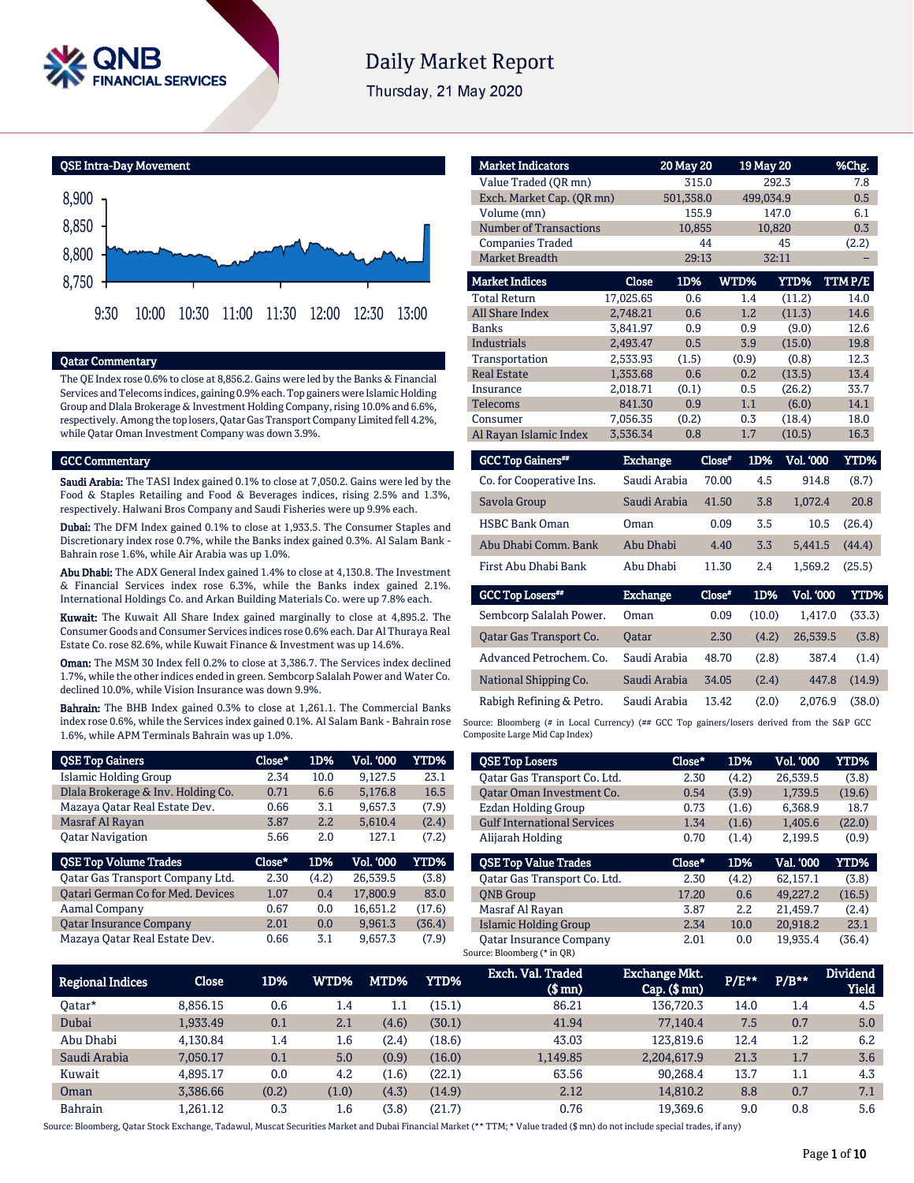# Daily Market Report

Thursday, 21 May 2020

## QSE Intra-Day Movement

## Qatar Commentary

The QE Index rose 0.6% to close at 8,856.2. Gains were led by the Banks & Financial Services and Telecoms indices, gaining 0.9% each. Top gainers were Islamic Holding Group and Dlala Brokerage & Investment Holding Company, rising 10.0% and 6.6%, respectively. Among the top losers, Qatar Gas Transport Company Limited fell 4.2%, while Qatar Oman Investment Company was down 3.9%.

## GCC Commentary

**Saudi Arabia:** The TASI Index gained 0.1% to close at 7,050.2. Gains were led by the Food & Staples Retailing and Food & Beverages indices, rising 2.5% and 1.3%, respectively. Halwani Bros Company and Saudi Fisheries were up 9.9% each.

**Dubai:** The DFM Index gained 0.1% to close at 1,933.5. The Consumer Staples and Discretionary index rose 0.7%, while the Banks index gained 0.3%. Al Salam Bank - Bahrain rose 1.6%, while Air Arabia was up 1.0%.

**Abu Dhabi:** The ADX General Index gained 1.4% to close at 4,130.8. The Investment & Financial Services index rose 6.3%, while the Banks index gained 2.1%. International Holdings Co. and Arkan Building Materials Co. were up 7.8% each.

**Kuwait:** The Kuwait All Share Index gained marginally to close at 4,895.2. The Consumer Goods and Consumer Services indices rose 0.6% each. Dar Al Thuraya Real Estate Co. rose 82.6%, while Kuwait Finance & Investment was up 14.6%.

**Oman:** The MSM 30 Index fell 0.2% to close at 3,386.7. The Services index declined 1.7%, while the other indices ended in green. Sembcorp Salalah Power and Water Co. declined 10.0%, while Vision Insurance was down 9.9%.

**Bahrain:** The BHB Index gained 0.3% to close at 1,261.1. The Commercial Banks index rose 0.6%, while the Services index gained 0.1%. Al Salam Bank - Bahrain rose 1.6%, while APM Terminals Bahrain was up 1.0%.

| Market Indicators | 20 May 20 | 19 May 20 | %Chg. |
|---|---|---|---|
| Value Traded (QR mn) | 315.0 | 292.3 | 7.8 |
| Exch. Market Cap. (QR mn) | 501,358.0 | 499,034.9 | 0.5 |
| Volume (mn) | 155.9 | 147.0 | 6.1 |
| Number of Transactions | 10,855 | 10,820 | 0.3 |
| Companies Traded | 44 | 45 | (2.2) |
| Market Breadth | 29:13 | 32:11 | – |

| Market Indices | Close | 1D% | WTD% | YTD% | TTM P/E |
|---|---|---|---|---|---|
| Total Return | 17,025.65 | 0.6 | 1.4 | (11.2) | 14.0 |
| All Share Index | 2,748.21 | 0.6 | 1.2 | (11.3) | 14.6 |
| Banks | 3,841.97 | 0.9 | 0.9 | (9.0) | 12.6 |
| Industrials | 2,493.47 | 0.5 | 3.9 | (15.0) | 19.8 |
| Transportation | 2,533.93 | (1.5) | (0.9) | (0.8) | 12.3 |
| Real Estate | 1,353.68 | 0.6 | 0.2 | (13.5) | 13.4 |
| Insurance | 2,018.71 | (0.1) | 0.5 | (26.2) | 33.7 |
| Telecoms | 841.30 | 0.9 | 1.1 | (6.0) | 14.1 |
| Consumer | 7,056.35 | (0.2) | 0.3 | (18.4) | 18.0 |
| Al Rayan Islamic Index | 3,536.34 | 0.8 | 1.7 | (10.5) | 16.3 |

| GCC Top Gainers## | Exchange | Close# | 1D% | Vol. '000 | YTD% |
|---|---|---|---|---|---|
| Co. for Cooperative Ins. | Saudi Arabia | 70.00 | 4.5 | 914.8 | (8.7) |
| Savola Group | Saudi Arabia | 41.50 | 3.8 | 1,072.4 | 20.8 |
| HSBC Bank Oman | Oman | 0.09 | 3.5 | 10.5 | (26.4) |
| Abu Dhabi Comm. Bank | Abu Dhabi | 4.40 | 3.3 | 5,441.5 | (44.4) |
| First Abu Dhabi Bank | Abu Dhabi | 11.30 | 2.4 | 1,569.2 | (25.5) |

| GCC Top Losers## | Exchange | Close# | 1D% | Vol. '000 | YTD% |
|---|---|---|---|---|---|
| Sembcorp Salalah Power. | Oman | 0.09 | (10.0) | 1,417.0 | (33.3) |
| Qatar Gas Transport Co. | Qatar | 2.30 | (4.2) | 26,539.5 | (3.8) |
| Advanced Petrochem. Co. | Saudi Arabia | 48.70 | (2.8) | 387.4 | (1.4) |
| National Shipping Co. | Saudi Arabia | 34.05 | (2.4) | 447.8 | (14.9) |
| Rabigh Refining & Petro. | Saudi Arabia | 13.42 | (2.0) | 2,076.9 | (38.0) |

Source: Bloomberg (# in Local Currency) (## GCC Top gainers/losers derived from the S&P GCC Composite Large Mid Cap Index)

| QSE Top Gainers | Close* | 1D% | Vol. '000 | YTD% |
|---|---|---|---|---|
| Islamic Holding Group | 2.34 | 10.0 | 9,127.5 | 23.1 |
| Dlala Brokerage & Inv. Holding Co. | 0.71 | 6.6 | 5,176.8 | 16.5 |
| Mazaya Qatar Real Estate Dev. | 0.66 | 3.1 | 9,657.3 | (7.9) |
| Masraf Al Rayan | 3.87 | 2.2 | 5,610.4 | (2.4) |
| Qatar Navigation | 5.66 | 2.0 | 127.1 | (7.2) |

| QSE Top Volume Trades | Close* | 1D% | Vol. '000 | YTD% |
|---|---|---|---|---|
| Qatar Gas Transport Company Ltd. | 2.30 | (4.2) | 26,539.5 | (3.8) |
| Qatari German Co for Med. Devices | 1.07 | 0.4 | 17,800.9 | 83.0 |
| Aamal Company | 0.67 | 0.0 | 16,651.2 | (17.6) |
| Qatar Insurance Company | 2.01 | 0.0 | 9,961.3 | (36.4) |
| Mazaya Qatar Real Estate Dev. | 0.66 | 3.1 | 9,657.3 | (7.9) |

| QSE Top Losers | Close* | 1D% | Vol. '000 | YTD% |
|---|---|---|---|---|
| Qatar Gas Transport Co. Ltd. | 2.30 | (4.2) | 26,539.5 | (3.8) |
| Qatar Oman Investment Co. | 0.54 | (3.9) | 1,739.5 | (19.6) |
| Ezdan Holding Group | 0.73 | (1.6) | 6,368.9 | 18.7 |
| Gulf International Services | 1.34 | (1.6) | 1,405.6 | (22.0) |
| Alijarah Holding | 0.70 | (1.4) | 2,199.5 | (0.9) |

| QSE Top Value Trades | Close* | 1D% | Val. '000 | YTD% |
|---|---|---|---|---|
| Qatar Gas Transport Co. Ltd. | 2.30 | (4.2) | 62,157.1 | (3.8) |
| QNB Group | 17.20 | 0.6 | 49,227.2 | (16.5) |
| Masraf Al Rayan | 3.87 | 2.2 | 21,459.7 | (2.4) |
| Islamic Holding Group | 2.34 | 10.0 | 20,918.2 | 23.1 |
| Qatar Insurance Company | 2.01 | 0.0 | 19,935.4 | (36.4) |

Source: Bloomberg (* in QR)

| Regional Indices | Close | 1D% | WTD% | MTD% | YTD% | Exch. Val. Traded ($ mn) | Exchange Mkt. Cap. ($ mn) | P/E** | P/B** | Dividend Yield |
|---|---|---|---|---|---|---|---|---|---|---|
| Qatar* | 8,856.15 | 0.6 | 1.4 | 1.1 | (15.1) | 86.21 | 136,720.3 | 14.0 | 1.4 | 4.5 |
| Dubai | 1,933.49 | 0.1 | 2.1 | (4.6) | (30.1) | 41.94 | 77,140.4 | 7.5 | 0.7 | 5.0 |
| Abu Dhabi | 4,130.84 | 1.4 | 1.6 | (2.4) | (18.6) | 43.03 | 123,819.6 | 12.4 | 1.2 | 6.2 |
| Saudi Arabia | 7,050.17 | 0.1 | 5.0 | (0.9) | (16.0) | 1,149.85 | 2,204,617.9 | 21.3 | 1.7 | 3.6 |
| Kuwait | 4,895.17 | 0.0 | 4.2 | (1.6) | (22.1) | 63.56 | 90,268.4 | 13.7 | 1.1 | 4.3 |
| Oman | 3,386.66 | (0.2) | (1.0) | (4.3) | (14.9) | 2.12 | 14,810.2 | 8.8 | 0.7 | 7.1 |
| Bahrain | 1,261.12 | 0.3 | 1.6 | (3.8) | (21.7) | 0.76 | 19,369.6 | 9.0 | 0.8 | 5.6 |

Source: Bloomberg, Qatar Stock Exchange, Tadawul, Muscat Securities Market and Dubai Financial Market (** TTM; * Value traded ($ mn) do not include special trades, if any)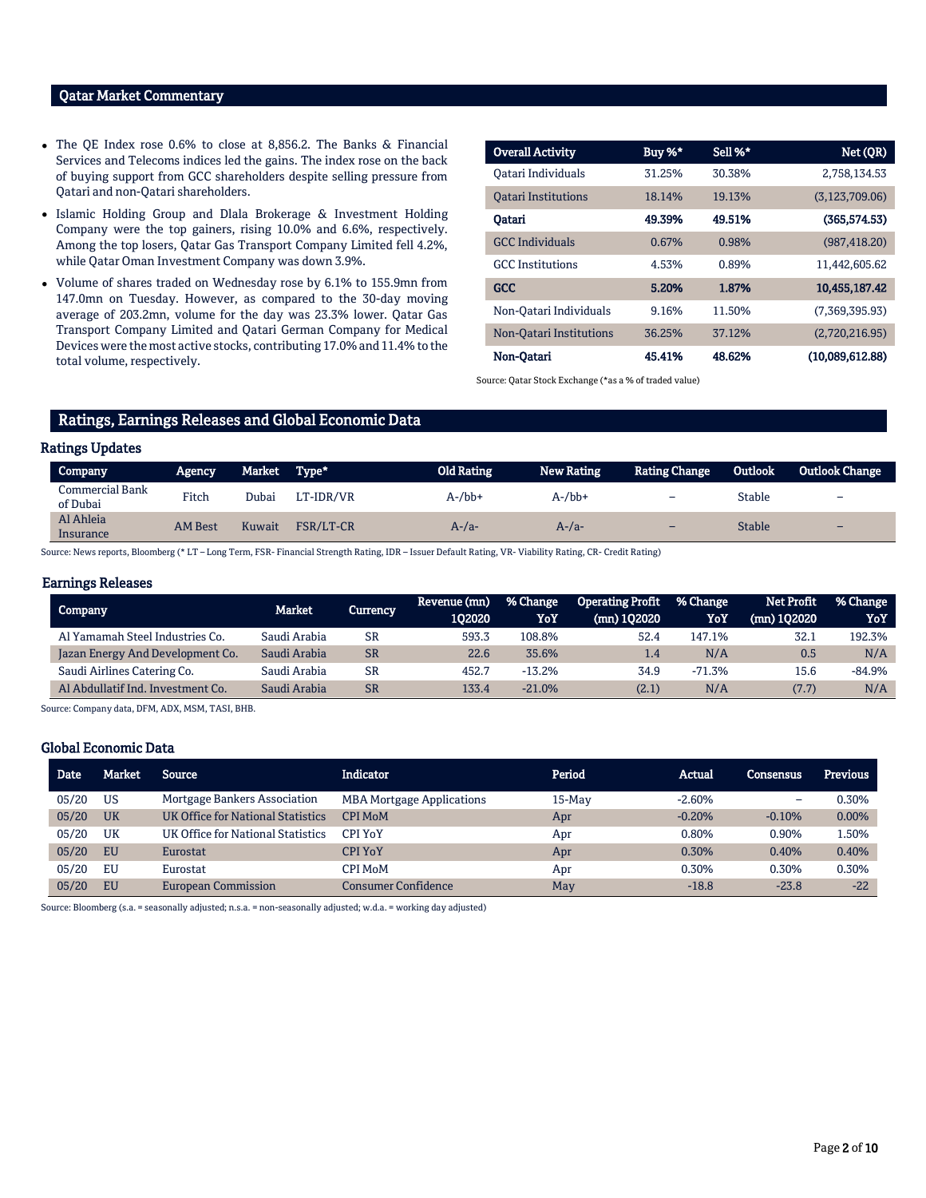## Qatar Market Commentary

- The QE Index rose 0.6% to close at 8,856.2. The Banks & Financial Services and Telecoms indices led the gains. The index rose on the back of buying support from GCC shareholders despite selling pressure from Qatari and non-Qatari shareholders.
- Islamic Holding Group and Dlala Brokerage & Investment Holding Company were the top gainers, rising 10.0% and 6.6%, respectively. Among the top losers, Qatar Gas Transport Company Limited fell 4.2%, while Qatar Oman Investment Company was down 3.9%.
- Volume of shares traded on Wednesday rose by 6.1% to 155.9mn from 147.0mn on Tuesday. However, as compared to the 30-day moving average of 203.2mn, volume for the day was 23.3% lower. Qatar Gas Transport Company Limited and Qatari German Company for Medical Devices were the most active stocks, contributing 17.0% and 11.4% to the total volume, respectively.

| Overall Activity | Buy %* | Sell %* | Net (QR) |
|---|---|---|---|
| Qatari Individuals | 31.25% | 30.38% | 2,758,134.53 |
| Qatari Institutions | 18.14% | 19.13% | (3,123,709.06) |
| **Qatari** | **49.39%** | **49.51%** | **(365,574.53)** |
| GCC Individuals | 0.67% | 0.98% | (987,418.20) |
| GCC Institutions | 4.53% | 0.89% | 11,442,605.62 |
| **GCC** | **5.20%** | **1.87%** | **10,455,187.42** |
| Non-Qatari Individuals | 9.16% | 11.50% | (7,369,395.93) |
| Non-Qatari Institutions | 36.25% | 37.12% | (2,720,216.95) |
| **Non-Qatari** | **45.41%** | **48.62%** | **(10,089,612.88)** |

Source: Qatar Stock Exchange (*as a % of traded value)

## Ratings, Earnings Releases and Global Economic Data

### Ratings Updates

| Company | Agency | Market | Type* | Old Rating | New Rating | Rating Change | Outlook | Outlook Change |
|---|---|---|---|---|---|---|---|---|
| Commercial Bank of Dubai | Fitch | Dubai | LT-IDR/VR | A-/bb+ | A-/bb+ | – | Stable | – |
| Al Ahleia Insurance | AM Best | Kuwait | FSR/LT-CR | A-/a- | A-/a- | – | Stable | – |

Source: News reports, Bloomberg (* LT – Long Term, FSR- Financial Strength Rating, IDR – Issuer Default Rating, VR- Viability Rating, CR- Credit Rating)

### Earnings Releases

| Company | Market | Currency | Revenue (mn) 1Q2020 | % Change YoY | Operating Profit (mn) 1Q2020 | % Change YoY | Net Profit (mn) 1Q2020 | % Change YoY |
|---|---|---|---|---|---|---|---|---|
| Al Yamamah Steel Industries Co. | Saudi Arabia | SR | 593.3 | 108.8% | 52.4 | 147.1% | 32.1 | 192.3% |
| Jazan Energy And Development Co. | Saudi Arabia | SR | 22.6 | 35.6% | 1.4 | N/A | 0.5 | N/A |
| Saudi Airlines Catering Co. | Saudi Arabia | SR | 452.7 | -13.2% | 34.9 | -71.3% | 15.6 | -84.9% |
| Al Abdullatif Ind. Investment Co. | Saudi Arabia | SR | 133.4 | -21.0% | (2.1) | N/A | (7.7) | N/A |

Source: Company data, DFM, ADX, MSM, TASI, BHB.

### Global Economic Data

| Date | Market | Source | Indicator | Period | Actual | Consensus | Previous |
|---|---|---|---|---|---|---|---|
| 05/20 | US | Mortgage Bankers Association | MBA Mortgage Applications | 15-May | -2.60% | – | 0.30% |
| 05/20 | UK | UK Office for National Statistics | CPI MoM | Apr | -0.20% | -0.10% | 0.00% |
| 05/20 | UK | UK Office for National Statistics | CPI YoY | Apr | 0.80% | 0.90% | 1.50% |
| 05/20 | EU | Eurostat | CPI YoY | Apr | 0.30% | 0.40% | 0.40% |
| 05/20 | EU | Eurostat | CPI MoM | Apr | 0.30% | 0.30% | 0.30% |
| 05/20 | EU | European Commission | Consumer Confidence | May | -18.8 | -23.8 | -22 |

Source: Bloomberg (s.a. = seasonally adjusted; n.s.a. = non-seasonally adjusted; w.d.a. = working day adjusted)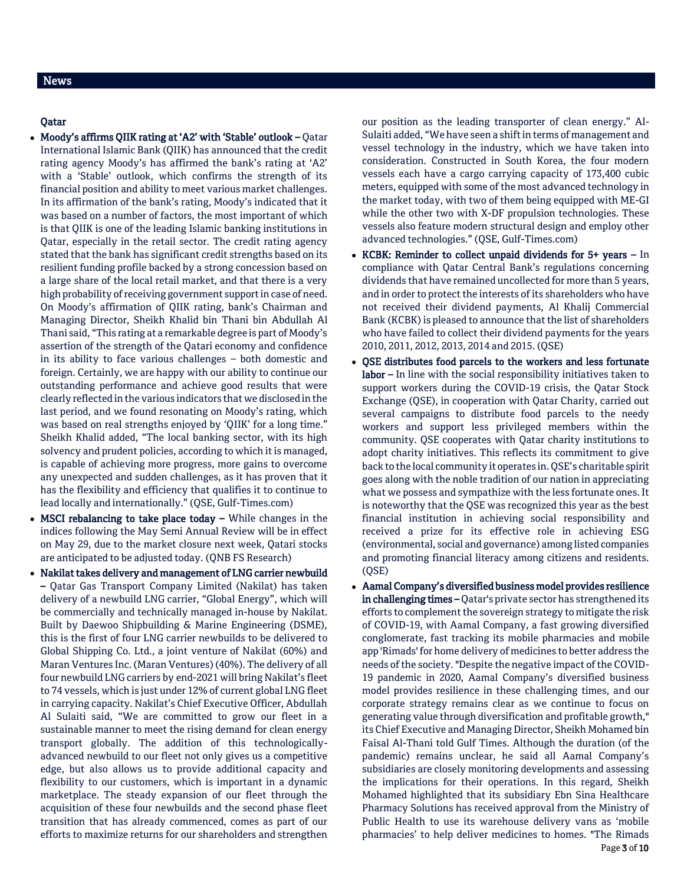## News

### Qatar

- **Moody's affirms QIIK rating at 'A2' with 'Stable' outlook –** Qatar International Islamic Bank (QIIK) has announced that the credit rating agency Moody's has affirmed the bank's rating at 'A2' with a 'Stable' outlook, which confirms the strength of its financial position and ability to meet various market challenges. In its affirmation of the bank's rating, Moody's indicated that it was based on a number of factors, the most important of which is that QIIK is one of the leading Islamic banking institutions in Qatar, especially in the retail sector. The credit rating agency stated that the bank has significant credit strengths based on its resilient funding profile backed by a strong concession based on a large share of the local retail market, and that there is a very high probability of receiving government support in case of need. On Moody's affirmation of QIIK rating, bank's Chairman and Managing Director, Sheikh Khalid bin Thani bin Abdullah Al Thani said, "This rating at a remarkable degree is part of Moody's assertion of the strength of the Qatari economy and confidence in its ability to face various challenges – both domestic and foreign. Certainly, we are happy with our ability to continue our outstanding performance and achieve good results that were clearly reflected in the various indicators that we disclosed in the last period, and we found resonating on Moody's rating, which was based on real strengths enjoyed by 'QIIK' for a long time." Sheikh Khalid added, "The local banking sector, with its high solvency and prudent policies, according to which it is managed, is capable of achieving more progress, more gains to overcome any unexpected and sudden challenges, as it has proven that it has the flexibility and efficiency that qualifies it to continue to lead locally and internationally." (QSE, Gulf-Times.com)
- **MSCI rebalancing to take place today –** While changes in the indices following the May Semi Annual Review will be in effect on May 29, due to the market closure next week, Qatari stocks are anticipated to be adjusted today. (QNB FS Research)
- **Nakilat takes delivery and management of LNG carrier newbuild –** Qatar Gas Transport Company Limited (Nakilat) has taken delivery of a newbuild LNG carrier, "Global Energy", which will be commercially and technically managed in-house by Nakilat. Built by Daewoo Shipbuilding & Marine Engineering (DSME), this is the first of four LNG carrier newbuilds to be delivered to Global Shipping Co. Ltd., a joint venture of Nakilat (60%) and Maran Ventures Inc. (Maran Ventures) (40%). The delivery of all four newbuild LNG carriers by end-2021 will bring Nakilat's fleet to 74 vessels, which is just under 12% of current global LNG fleet in carrying capacity. Nakilat's Chief Executive Officer, Abdullah Al Sulaiti said, "We are committed to grow our fleet in a sustainable manner to meet the rising demand for clean energy transport globally. The addition of this technologically-advanced newbuild to our fleet not only gives us a competitive edge, but also allows us to provide additional capacity and flexibility to our customers, which is important in a dynamic marketplace. The steady expansion of our fleet through the acquisition of these four newbuilds and the second phase fleet transition that has already commenced, comes as part of our efforts to maximize returns for our shareholders and strengthen our position as the leading transporter of clean energy." Al-Sulaiti added, "We have seen a shift in terms of management and vessel technology in the industry, which we have taken into consideration. Constructed in South Korea, the four modern vessels each have a cargo carrying capacity of 173,400 cubic meters, equipped with some of the most advanced technology in the market today, with two of them being equipped with ME-GI while the other two with X-DF propulsion technologies. These vessels also feature modern structural design and employ other advanced technologies." (QSE, Gulf-Times.com)
- **KCBK: Reminder to collect unpaid dividends for 5+ years –** In compliance with Qatar Central Bank's regulations concerning dividends that have remained uncollected for more than 5 years, and in order to protect the interests of its shareholders who have not received their dividend payments, Al Khalij Commercial Bank (KCBK) is pleased to announce that the list of shareholders who have failed to collect their dividend payments for the years 2010, 2011, 2012, 2013, 2014 and 2015. (QSE)
- **QSE distributes food parcels to the workers and less fortunate labor –** In line with the social responsibility initiatives taken to support workers during the COVID-19 crisis, the Qatar Stock Exchange (QSE), in cooperation with Qatar Charity, carried out several campaigns to distribute food parcels to the needy workers and support less privileged members within the community. QSE cooperates with Qatar charity institutions to adopt charity initiatives. This reflects its commitment to give back to the local community it operates in. QSE's charitable spirit goes along with the noble tradition of our nation in appreciating what we possess and sympathize with the less fortunate ones. It is noteworthy that the QSE was recognized this year as the best financial institution in achieving social responsibility and received a prize for its effective role in achieving ESG (environmental, social and governance) among listed companies and promoting financial literacy among citizens and residents. (QSE)
- **Aamal Company's diversified business model provides resilience in challenging times –** Qatar's private sector has strengthened its efforts to complement the sovereign strategy to mitigate the risk of COVID-19, with Aamal Company, a fast growing diversified conglomerate, fast tracking its mobile pharmacies and mobile app 'Rimads' for home delivery of medicines to better address the needs of the society. "Despite the negative impact of the COVID-19 pandemic in 2020, Aamal Company's diversified business model provides resilience in these challenging times, and our corporate strategy remains clear as we continue to focus on generating value through diversification and profitable growth," its Chief Executive and Managing Director, Sheikh Mohamed bin Faisal Al-Thani told Gulf Times. Although the duration (of the pandemic) remains unclear, he said all Aamal Company's subsidiaries are closely monitoring developments and assessing the implications for their operations. In this regard, Sheikh Mohamed highlighted that its subsidiary Ebn Sina Healthcare Pharmacy Solutions has received approval from the Ministry of Public Health to use its warehouse delivery vans as 'mobile pharmacies' to help deliver medicines to homes. "The Rimads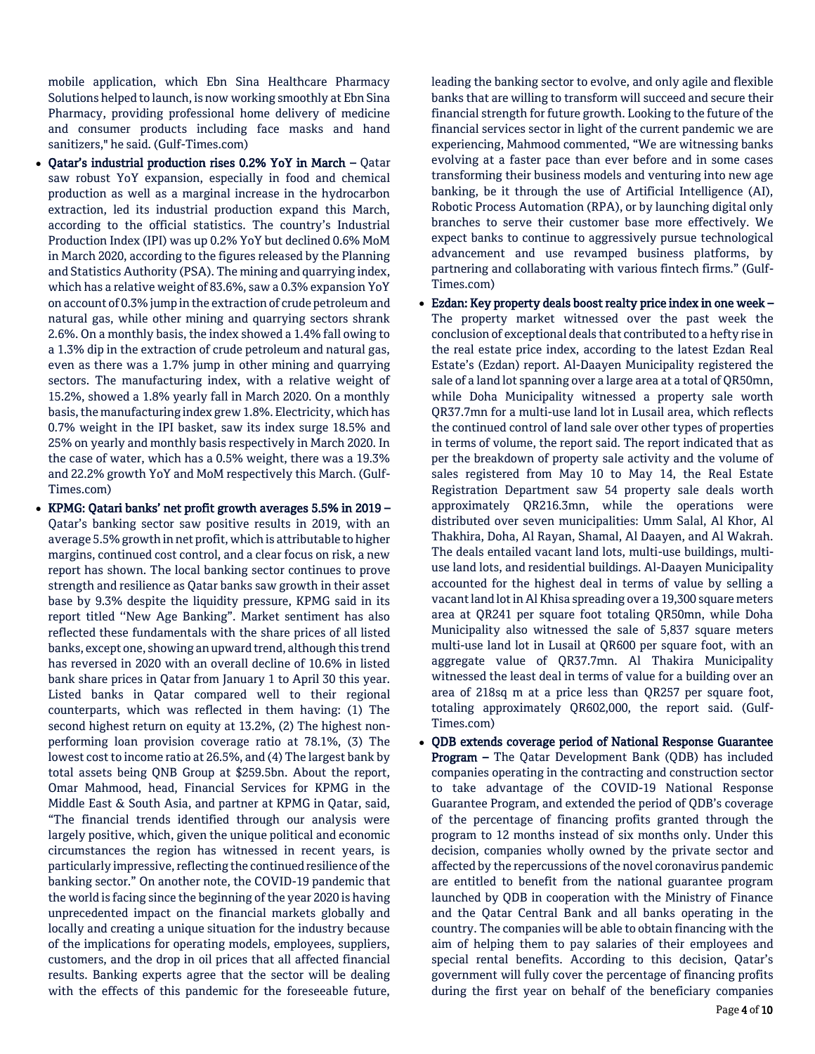mobile application, which Ebn Sina Healthcare Pharmacy Solutions helped to launch, is now working smoothly at Ebn Sina Pharmacy, providing professional home delivery of medicine and consumer products including face masks and hand sanitizers," he said. (Gulf-Times.com)

- **Qatar's industrial production rises 0.2% YoY in March –** Qatar saw robust YoY expansion, especially in food and chemical production as well as a marginal increase in the hydrocarbon extraction, led its industrial production expand this March, according to the official statistics. The country's Industrial Production Index (IPI) was up 0.2% YoY but declined 0.6% MoM in March 2020, according to the figures released by the Planning and Statistics Authority (PSA). The mining and quarrying index, which has a relative weight of 83.6%, saw a 0.3% expansion YoY on account of 0.3% jump in the extraction of crude petroleum and natural gas, while other mining and quarrying sectors shrank 2.6%. On a monthly basis, the index showed a 1.4% fall owing to a 1.3% dip in the extraction of crude petroleum and natural gas, even as there was a 1.7% jump in other mining and quarrying sectors. The manufacturing index, with a relative weight of 15.2%, showed a 1.8% yearly fall in March 2020. On a monthly basis, the manufacturing index grew 1.8%. Electricity, which has 0.7% weight in the IPI basket, saw its index surge 18.5% and 25% on yearly and monthly basis respectively in March 2020. In the case of water, which has a 0.5% weight, there was a 19.3% and 22.2% growth YoY and MoM respectively this March. (Gulf-Times.com)
- **KPMG: Qatari banks' net profit growth averages 5.5% in 2019 –** Qatar's banking sector saw positive results in 2019, with an average 5.5% growth in net profit, which is attributable to higher margins, continued cost control, and a clear focus on risk, a new report has shown. The local banking sector continues to prove strength and resilience as Qatar banks saw growth in their asset base by 9.3% despite the liquidity pressure, KPMG said in its report titled "New Age Banking". Market sentiment has also reflected these fundamentals with the share prices of all listed banks, except one, showing an upward trend, although this trend has reversed in 2020 with an overall decline of 10.6% in listed bank share prices in Qatar from January 1 to April 30 this year. Listed banks in Qatar compared well to their regional counterparts, which was reflected in them having: (1) The second highest return on equity at 13.2%, (2) The highest non-performing loan provision coverage ratio at 78.1%, (3) The lowest cost to income ratio at 26.5%, and (4) The largest bank by total assets being QNB Group at $259.5bn. About the report, Omar Mahmood, head, Financial Services for KPMG in the Middle East & South Asia, and partner at KPMG in Qatar, said, "The financial trends identified through our analysis were largely positive, which, given the unique political and economic circumstances the region has witnessed in recent years, is particularly impressive, reflecting the continued resilience of the banking sector." On another note, the COVID-19 pandemic that the world is facing since the beginning of the year 2020 is having unprecedented impact on the financial markets globally and locally and creating a unique situation for the industry because of the implications for operating models, employees, suppliers, customers, and the drop in oil prices that all affected financial results. Banking experts agree that the sector will be dealing with the effects of this pandemic for the foreseeable future, leading the banking sector to evolve, and only agile and flexible banks that are willing to transform will succeed and secure their financial strength for future growth. Looking to the future of the financial services sector in light of the current pandemic we are experiencing, Mahmood commented, "We are witnessing banks evolving at a faster pace than ever before and in some cases transforming their business models and venturing into new age banking, be it through the use of Artificial Intelligence (AI), Robotic Process Automation (RPA), or by launching digital only branches to serve their customer base more effectively. We expect banks to continue to aggressively pursue technological advancement and use revamped business platforms, by partnering and collaborating with various fintech firms." (Gulf-Times.com)
- **Ezdan: Key property deals boost realty price index in one week –** The property market witnessed over the past week the conclusion of exceptional deals that contributed to a hefty rise in the real estate price index, according to the latest Ezdan Real Estate's (Ezdan) report. Al-Daayen Municipality registered the sale of a land lot spanning over a large area at a total of QR50mn, while Doha Municipality witnessed a property sale worth QR37.7mn for a multi-use land lot in Lusail area, which reflects the continued control of land sale over other types of properties in terms of volume, the report said. The report indicated that as per the breakdown of property sale activity and the volume of sales registered from May 10 to May 14, the Real Estate Registration Department saw 54 property sale deals worth approximately QR216.3mn, while the operations were distributed over seven municipalities: Umm Salal, Al Khor, Al Thakhira, Doha, Al Rayan, Shamal, Al Daayen, and Al Wakrah. The deals entailed vacant land lots, multi-use buildings, multi-use land lots, and residential buildings. Al-Daayen Municipality accounted for the highest deal in terms of value by selling a vacant land lot in Al Khisa spreading over a 19,300 square meters area at QR241 per square foot totaling QR50mn, while Doha Municipality also witnessed the sale of 5,837 square meters multi-use land lot in Lusail at QR600 per square foot, with an aggregate value of QR37.7mn. Al Thakira Municipality witnessed the least deal in terms of value for a building over an area of 218sq m at a price less than QR257 per square foot, totaling approximately QR602,000, the report said. (Gulf-Times.com)
- **QDB extends coverage period of National Response Guarantee Program –** The Qatar Development Bank (QDB) has included companies operating in the contracting and construction sector to take advantage of the COVID-19 National Response Guarantee Program, and extended the period of QDB's coverage of the percentage of financing profits granted through the program to 12 months instead of six months only. Under this decision, companies wholly owned by the private sector and affected by the repercussions of the novel coronavirus pandemic are entitled to benefit from the national guarantee program launched by QDB in cooperation with the Ministry of Finance and the Qatar Central Bank and all banks operating in the country. The companies will be able to obtain financing with the aim of helping them to pay salaries of their employees and special rental benefits. According to this decision, Qatar's government will fully cover the percentage of financing profits during the first year on behalf of the beneficiary companies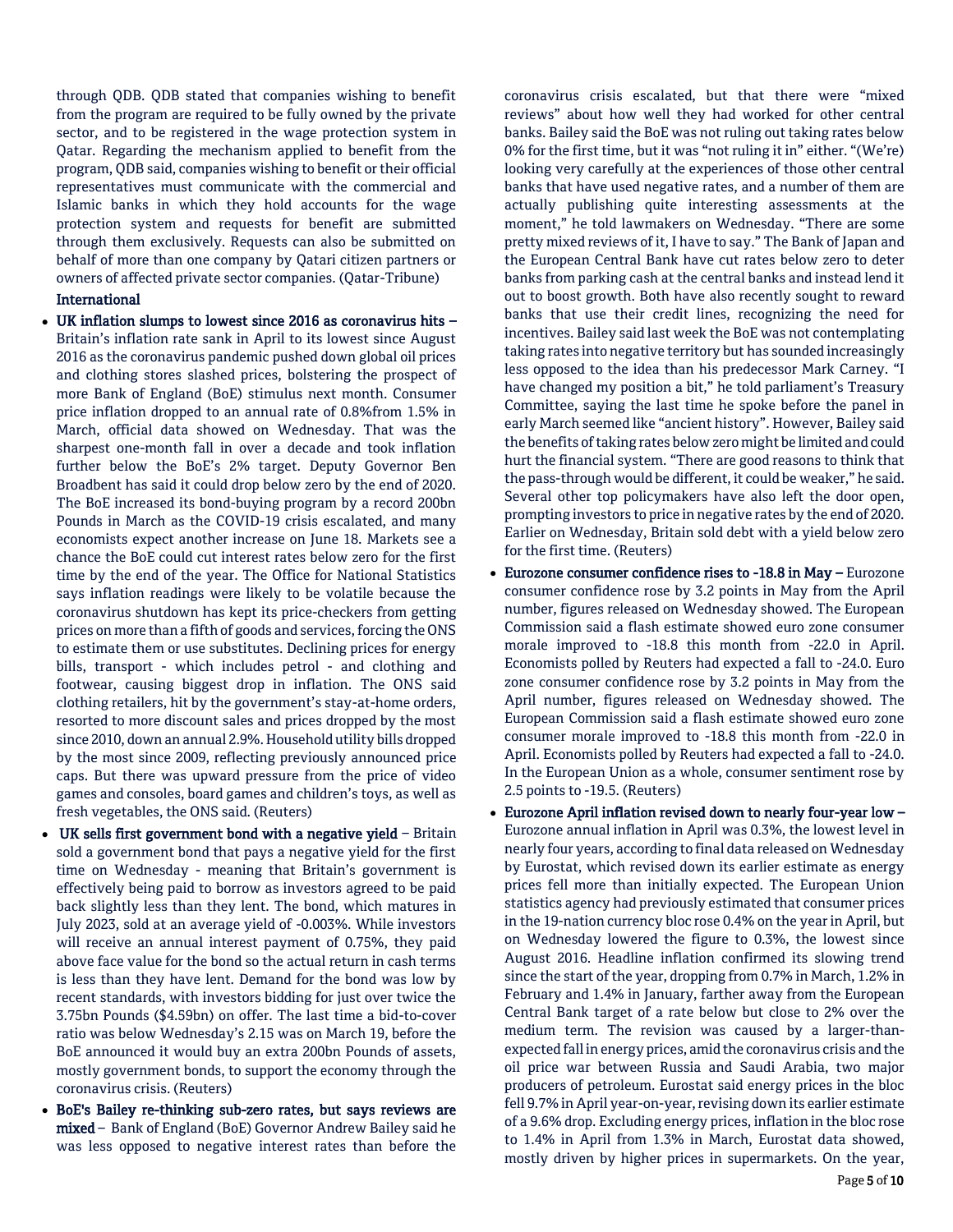through QDB. QDB stated that companies wishing to benefit from the program are required to be fully owned by the private sector, and to be registered in the wage protection system in Qatar. Regarding the mechanism applied to benefit from the program, QDB said, companies wishing to benefit or their official representatives must communicate with the commercial and Islamic banks in which they hold accounts for the wage protection system and requests for benefit are submitted through them exclusively. Requests can also be submitted on behalf of more than one company by Qatari citizen partners or owners of affected private sector companies. (Qatar-Tribune)

## International

- **UK inflation slumps to lowest since 2016 as coronavirus hits –** Britain's inflation rate sank in April to its lowest since August 2016 as the coronavirus pandemic pushed down global oil prices and clothing stores slashed prices, bolstering the prospect of more Bank of England (BoE) stimulus next month. Consumer price inflation dropped to an annual rate of 0.8%from 1.5% in March, official data showed on Wednesday. That was the sharpest one-month fall in over a decade and took inflation further below the BoE's 2% target. Deputy Governor Ben Broadbent has said it could drop below zero by the end of 2020. The BoE increased its bond-buying program by a record 200bn Pounds in March as the COVID-19 crisis escalated, and many economists expect another increase on June 18. Markets see a chance the BoE could cut interest rates below zero for the first time by the end of the year. The Office for National Statistics says inflation readings were likely to be volatile because the coronavirus shutdown has kept its price-checkers from getting prices on more than a fifth of goods and services, forcing the ONS to estimate them or use substitutes. Declining prices for energy bills, transport - which includes petrol - and clothing and footwear, causing biggest drop in inflation. The ONS said clothing retailers, hit by the government's stay-at-home orders, resorted to more discount sales and prices dropped by the most since 2010, down an annual 2.9%. Household utility bills dropped by the most since 2009, reflecting previously announced price caps. But there was upward pressure from the price of video games and consoles, board games and children's toys, as well as fresh vegetables, the ONS said. (Reuters)
- **UK sells first government bond with a negative yield –** Britain sold a government bond that pays a negative yield for the first time on Wednesday - meaning that Britain's government is effectively being paid to borrow as investors agreed to be paid back slightly less than they lent. The bond, which matures in July 2023, sold at an average yield of -0.003%. While investors will receive an annual interest payment of 0.75%, they paid above face value for the bond so the actual return in cash terms is less than they have lent. Demand for the bond was low by recent standards, with investors bidding for just over twice the 3.75bn Pounds ($4.59bn) on offer. The last time a bid-to-cover ratio was below Wednesday's 2.15 was on March 19, before the BoE announced it would buy an extra 200bn Pounds of assets, mostly government bonds, to support the economy through the coronavirus crisis. (Reuters)
- **BoE's Bailey re-thinking sub-zero rates, but says reviews are mixed –** Bank of England (BoE) Governor Andrew Bailey said he was less opposed to negative interest rates than before the coronavirus crisis escalated, but that there were "mixed reviews" about how well they had worked for other central banks. Bailey said the BoE was not ruling out taking rates below 0% for the first time, but it was "not ruling it in" either. "(We're) looking very carefully at the experiences of those other central banks that have used negative rates, and a number of them are actually publishing quite interesting assessments at the moment," he told lawmakers on Wednesday. "There are some pretty mixed reviews of it, I have to say." The Bank of Japan and the European Central Bank have cut rates below zero to deter banks from parking cash at the central banks and instead lend it out to boost growth. Both have also recently sought to reward banks that use their credit lines, recognizing the need for incentives. Bailey said last week the BoE was not contemplating taking rates into negative territory but has sounded increasingly less opposed to the idea than his predecessor Mark Carney. "I have changed my position a bit," he told parliament's Treasury Committee, saying the last time he spoke before the panel in early March seemed like "ancient history". However, Bailey said the benefits of taking rates below zero might be limited and could hurt the financial system. "There are good reasons to think that the pass-through would be different, it could be weaker," he said. Several other top policymakers have also left the door open, prompting investors to price in negative rates by the end of 2020. Earlier on Wednesday, Britain sold debt with a yield below zero for the first time. (Reuters)
- **Eurozone consumer confidence rises to -18.8 in May –** Eurozone consumer confidence rose by 3.2 points in May from the April number, figures released on Wednesday showed. The European Commission said a flash estimate showed euro zone consumer morale improved to -18.8 this month from -22.0 in April. Economists polled by Reuters had expected a fall to -24.0. Euro zone consumer confidence rose by 3.2 points in May from the April number, figures released on Wednesday showed. The European Commission said a flash estimate showed euro zone consumer morale improved to -18.8 this month from -22.0 in April. Economists polled by Reuters had expected a fall to -24.0. In the European Union as a whole, consumer sentiment rose by 2.5 points to -19.5. (Reuters)
- **Eurozone April inflation revised down to nearly four-year low –** Eurozone annual inflation in April was 0.3%, the lowest level in nearly four years, according to final data released on Wednesday by Eurostat, which revised down its earlier estimate as energy prices fell more than initially expected. The European Union statistics agency had previously estimated that consumer prices in the 19-nation currency bloc rose 0.4% on the year in April, but on Wednesday lowered the figure to 0.3%, the lowest since August 2016. Headline inflation confirmed its slowing trend since the start of the year, dropping from 0.7% in March, 1.2% in February and 1.4% in January, farther away from the European Central Bank target of a rate below but close to 2% over the medium term. The revision was caused by a larger-than-expected fall in energy prices, amid the coronavirus crisis and the oil price war between Russia and Saudi Arabia, two major producers of petroleum. Eurostat said energy prices in the bloc fell 9.7% in April year-on-year, revising down its earlier estimate of a 9.6% drop. Excluding energy prices, inflation in the bloc rose to 1.4% in April from 1.3% in March, Eurostat data showed, mostly driven by higher prices in supermarkets. On the year,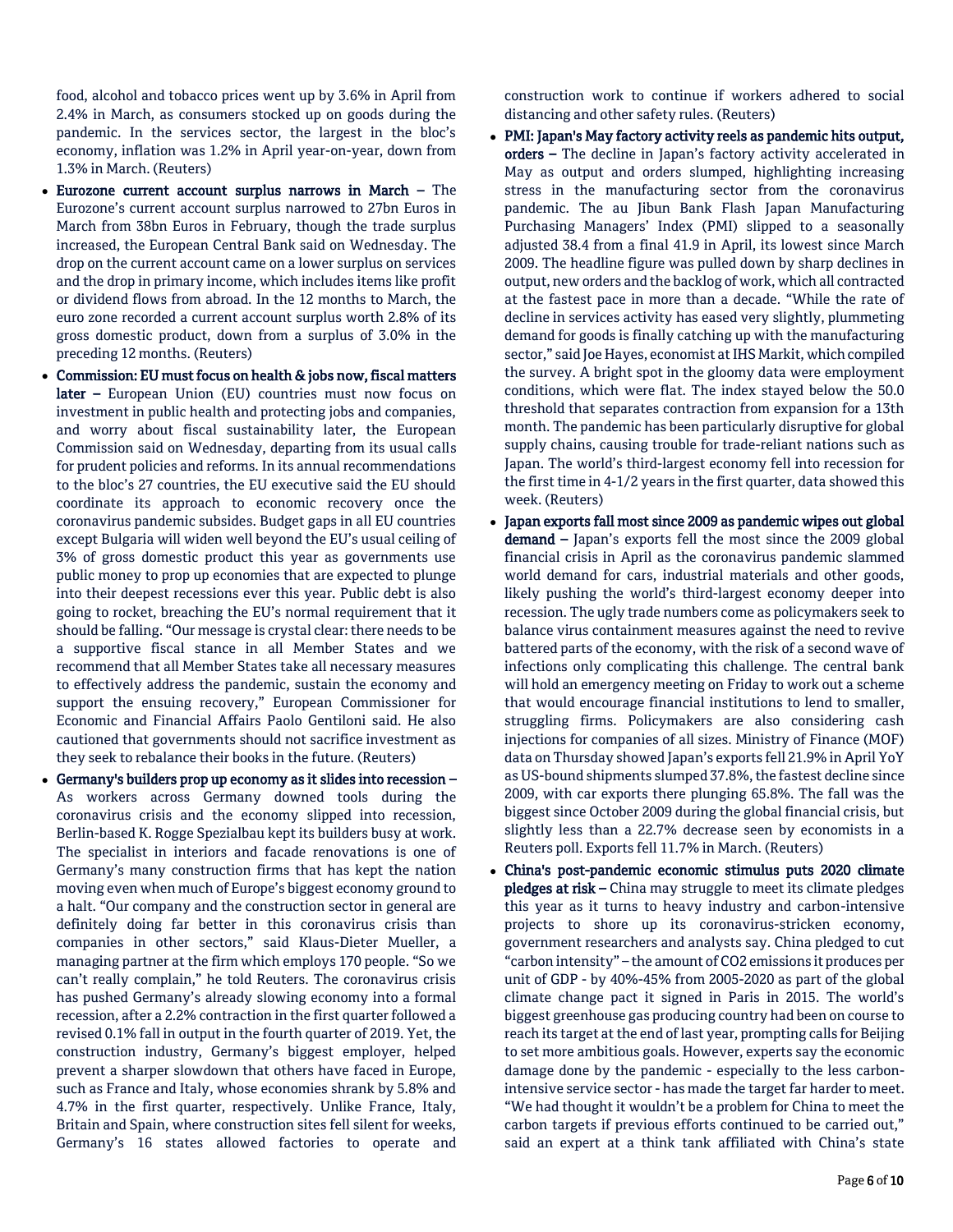food, alcohol and tobacco prices went up by 3.6% in April from 2.4% in March, as consumers stocked up on goods during the pandemic. In the services sector, the largest in the bloc's economy, inflation was 1.2% in April year-on-year, down from 1.3% in March. (Reuters)

- **Eurozone current account surplus narrows in March –** The Eurozone's current account surplus narrowed to 27bn Euros in March from 38bn Euros in February, though the trade surplus increased, the European Central Bank said on Wednesday. The drop on the current account came on a lower surplus on services and the drop in primary income, which includes items like profit or dividend flows from abroad. In the 12 months to March, the euro zone recorded a current account surplus worth 2.8% of its gross domestic product, down from a surplus of 3.0% in the preceding 12 months. (Reuters)
- **Commission: EU must focus on health & jobs now, fiscal matters later –** European Union (EU) countries must now focus on investment in public health and protecting jobs and companies, and worry about fiscal sustainability later, the European Commission said on Wednesday, departing from its usual calls for prudent policies and reforms. In its annual recommendations to the bloc's 27 countries, the EU executive said the EU should coordinate its approach to economic recovery once the coronavirus pandemic subsides. Budget gaps in all EU countries except Bulgaria will widen well beyond the EU's usual ceiling of 3% of gross domestic product this year as governments use public money to prop up economies that are expected to plunge into their deepest recessions ever this year. Public debt is also going to rocket, breaching the EU's normal requirement that it should be falling. "Our message is crystal clear: there needs to be a supportive fiscal stance in all Member States and we recommend that all Member States take all necessary measures to effectively address the pandemic, sustain the economy and support the ensuing recovery," European Commissioner for Economic and Financial Affairs Paolo Gentiloni said. He also cautioned that governments should not sacrifice investment as they seek to rebalance their books in the future. (Reuters)
- **Germany's builders prop up economy as it slides into recession –** As workers across Germany downed tools during the coronavirus crisis and the economy slipped into recession, Berlin-based K. Rogge Spezialbau kept its builders busy at work. The specialist in interiors and facade renovations is one of Germany's many construction firms that has kept the nation moving even when much of Europe's biggest economy ground to a halt. "Our company and the construction sector in general are definitely doing far better in this coronavirus crisis than companies in other sectors," said Klaus-Dieter Mueller, a managing partner at the firm which employs 170 people. "So we can't really complain," he told Reuters. The coronavirus crisis has pushed Germany's already slowing economy into a formal recession, after a 2.2% contraction in the first quarter followed a revised 0.1% fall in output in the fourth quarter of 2019. Yet, the construction industry, Germany's biggest employer, helped prevent a sharper slowdown that others have faced in Europe, such as France and Italy, whose economies shrank by 5.8% and 4.7% in the first quarter, respectively. Unlike France, Italy, Britain and Spain, where construction sites fell silent for weeks, Germany's 16 states allowed factories to operate and construction work to continue if workers adhered to social distancing and other safety rules. (Reuters)
- **PMI: Japan's May factory activity reels as pandemic hits output, orders –** The decline in Japan's factory activity accelerated in May as output and orders slumped, highlighting increasing stress in the manufacturing sector from the coronavirus pandemic. The au Jibun Bank Flash Japan Manufacturing Purchasing Managers' Index (PMI) slipped to a seasonally adjusted 38.4 from a final 41.9 in April, its lowest since March 2009. The headline figure was pulled down by sharp declines in output, new orders and the backlog of work, which all contracted at the fastest pace in more than a decade. "While the rate of decline in services activity has eased very slightly, plummeting demand for goods is finally catching up with the manufacturing sector," said Joe Hayes, economist at IHS Markit, which compiled the survey. A bright spot in the gloomy data were employment conditions, which were flat. The index stayed below the 50.0 threshold that separates contraction from expansion for a 13th month. The pandemic has been particularly disruptive for global supply chains, causing trouble for trade-reliant nations such as Japan. The world's third-largest economy fell into recession for the first time in 4-1/2 years in the first quarter, data showed this week. (Reuters)
- **Japan exports fall most since 2009 as pandemic wipes out global demand –** Japan's exports fell the most since the 2009 global financial crisis in April as the coronavirus pandemic slammed world demand for cars, industrial materials and other goods, likely pushing the world's third-largest economy deeper into recession. The ugly trade numbers come as policymakers seek to balance virus containment measures against the need to revive battered parts of the economy, with the risk of a second wave of infections only complicating this challenge. The central bank will hold an emergency meeting on Friday to work out a scheme that would encourage financial institutions to lend to smaller, struggling firms. Policymakers are also considering cash injections for companies of all sizes. Ministry of Finance (MOF) data on Thursday showed Japan's exports fell 21.9% in April YoY as US-bound shipments slumped 37.8%, the fastest decline since 2009, with car exports there plunging 65.8%. The fall was the biggest since October 2009 during the global financial crisis, but slightly less than a 22.7% decrease seen by economists in a Reuters poll. Exports fell 11.7% in March. (Reuters)
- **China's post-pandemic economic stimulus puts 2020 climate pledges at risk –** China may struggle to meet its climate pledges this year as it turns to heavy industry and carbon-intensive projects to shore up its coronavirus-stricken economy, government researchers and analysts say. China pledged to cut "carbon intensity" – the amount of $CO_2$ emissions it produces per unit of GDP - by 40%-45% from 2005-2020 as part of the global climate change pact it signed in Paris in 2015. The world's biggest greenhouse gas producing country had been on course to reach its target at the end of last year, prompting calls for Beijing to set more ambitious goals. However, experts say the economic damage done by the pandemic - especially to the less carbon-intensive service sector - has made the target far harder to meet. "We had thought it wouldn't be a problem for China to meet the carbon targets if previous efforts continued to be carried out," said an expert at a think tank affiliated with China's state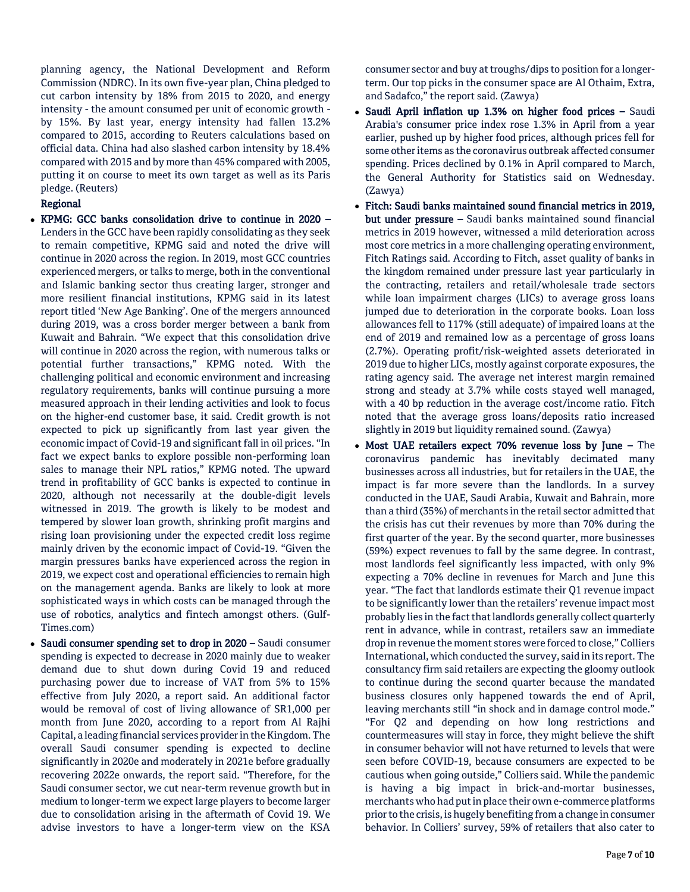planning agency, the National Development and Reform Commission (NDRC). In its own five-year plan, China pledged to cut carbon intensity by 18% from 2015 to 2020, and energy intensity - the amount consumed per unit of economic growth - by 15%. By last year, energy intensity had fallen 13.2% compared to 2015, according to Reuters calculations based on official data. China had also slashed carbon intensity by 18.4% compared with 2015 and by more than 45% compared with 2005, putting it on course to meet its own target as well as its Paris pledge. (Reuters)

**Regional**

- **KPMG: GCC banks consolidation drive to continue in 2020 –** Lenders in the GCC have been rapidly consolidating as they seek to remain competitive, KPMG said and noted the drive will continue in 2020 across the region. In 2019, most GCC countries experienced mergers, or talks to merge, both in the conventional and Islamic banking sector thus creating larger, stronger and more resilient financial institutions, KPMG said in its latest report titled 'New Age Banking'. One of the mergers announced during 2019, was a cross border merger between a bank from Kuwait and Bahrain. "We expect that this consolidation drive will continue in 2020 across the region, with numerous talks or potential further transactions," KPMG noted. With the challenging political and economic environment and increasing regulatory requirements, banks will continue pursuing a more measured approach in their lending activities and look to focus on the higher-end customer base, it said. Credit growth is not expected to pick up significantly from last year given the economic impact of Covid-19 and significant fall in oil prices. "In fact we expect banks to explore possible non-performing loan sales to manage their NPL ratios," KPMG noted. The upward trend in profitability of GCC banks is expected to continue in 2020, although not necessarily at the double-digit levels witnessed in 2019. The growth is likely to be modest and tempered by slower loan growth, shrinking profit margins and rising loan provisioning under the expected credit loss regime mainly driven by the economic impact of Covid-19. "Given the margin pressures banks have experienced across the region in 2019, we expect cost and operational efficiencies to remain high on the management agenda. Banks are likely to look at more sophisticated ways in which costs can be managed through the use of robotics, analytics and fintech amongst others. (Gulf-Times.com)
- **Saudi consumer spending set to drop in 2020 –** Saudi consumer spending is expected to decrease in 2020 mainly due to weaker demand due to shut down during Covid 19 and reduced purchasing power due to increase of VAT from 5% to 15% effective from July 2020, a report said. An additional factor would be removal of cost of living allowance of SR1,000 per month from June 2020, according to a report from Al Rajhi Capital, a leading financial services provider in the Kingdom. The overall Saudi consumer spending is expected to decline significantly in 2020e and moderately in 2021e before gradually recovering 2022e onwards, the report said. "Therefore, for the Saudi consumer sector, we cut near-term revenue growth but in medium to longer-term we expect large players to become larger due to consolidation arising in the aftermath of Covid 19. We advise investors to have a longer-term view on the KSA consumer sector and buy at troughs/dips to position for a longer-term. Our top picks in the consumer space are Al Othaim, Extra, and Sadafco," the report said. (Zawya)
- **Saudi April inflation up 1.3% on higher food prices –** Saudi Arabia's consumer price index rose 1.3% in April from a year earlier, pushed up by higher food prices, although prices fell for some other items as the coronavirus outbreak affected consumer spending. Prices declined by 0.1% in April compared to March, the General Authority for Statistics said on Wednesday. (Zawya)
- **Fitch: Saudi banks maintained sound financial metrics in 2019, but under pressure –** Saudi banks maintained sound financial metrics in 2019 however, witnessed a mild deterioration across most core metrics in a more challenging operating environment, Fitch Ratings said. According to Fitch, asset quality of banks in the kingdom remained under pressure last year particularly in the contracting, retailers and retail/wholesale trade sectors while loan impairment charges (LICs) to average gross loans jumped due to deterioration in the corporate books. Loan loss allowances fell to 117% (still adequate) of impaired loans at the end of 2019 and remained low as a percentage of gross loans (2.7%). Operating profit/risk-weighted assets deteriorated in 2019 due to higher LICs, mostly against corporate exposures, the rating agency said. The average net interest margin remained strong and steady at 3.7% while costs stayed well managed, with a 40 bp reduction in the average cost/income ratio. Fitch noted that the average gross loans/deposits ratio increased slightly in 2019 but liquidity remained sound. (Zawya)
- **Most UAE retailers expect 70% revenue loss by June –** The coronavirus pandemic has inevitably decimated many businesses across all industries, but for retailers in the UAE, the impact is far more severe than the landlords. In a survey conducted in the UAE, Saudi Arabia, Kuwait and Bahrain, more than a third (35%) of merchants in the retail sector admitted that the crisis has cut their revenues by more than 70% during the first quarter of the year. By the second quarter, more businesses (59%) expect revenues to fall by the same degree. In contrast, most landlords feel significantly less impacted, with only 9% expecting a 70% decline in revenues for March and June this year. "The fact that landlords estimate their Q1 revenue impact to be significantly lower than the retailers' revenue impact most probably lies in the fact that landlords generally collect quarterly rent in advance, while in contrast, retailers saw an immediate drop in revenue the moment stores were forced to close," Colliers International, which conducted the survey, said in its report. The consultancy firm said retailers are expecting the gloomy outlook to continue during the second quarter because the mandated business closures only happened towards the end of April, leaving merchants still "in shock and in damage control mode." "For Q2 and depending on how long restrictions and countermeasures will stay in force, they might believe the shift in consumer behavior will not have returned to levels that were seen before COVID-19, because consumers are expected to be cautious when going outside," Colliers said. While the pandemic is having a big impact in brick-and-mortar businesses, merchants who had put in place their own e-commerce platforms prior to the crisis, is hugely benefiting from a change in consumer behavior. In Colliers' survey, 59% of retailers that also cater to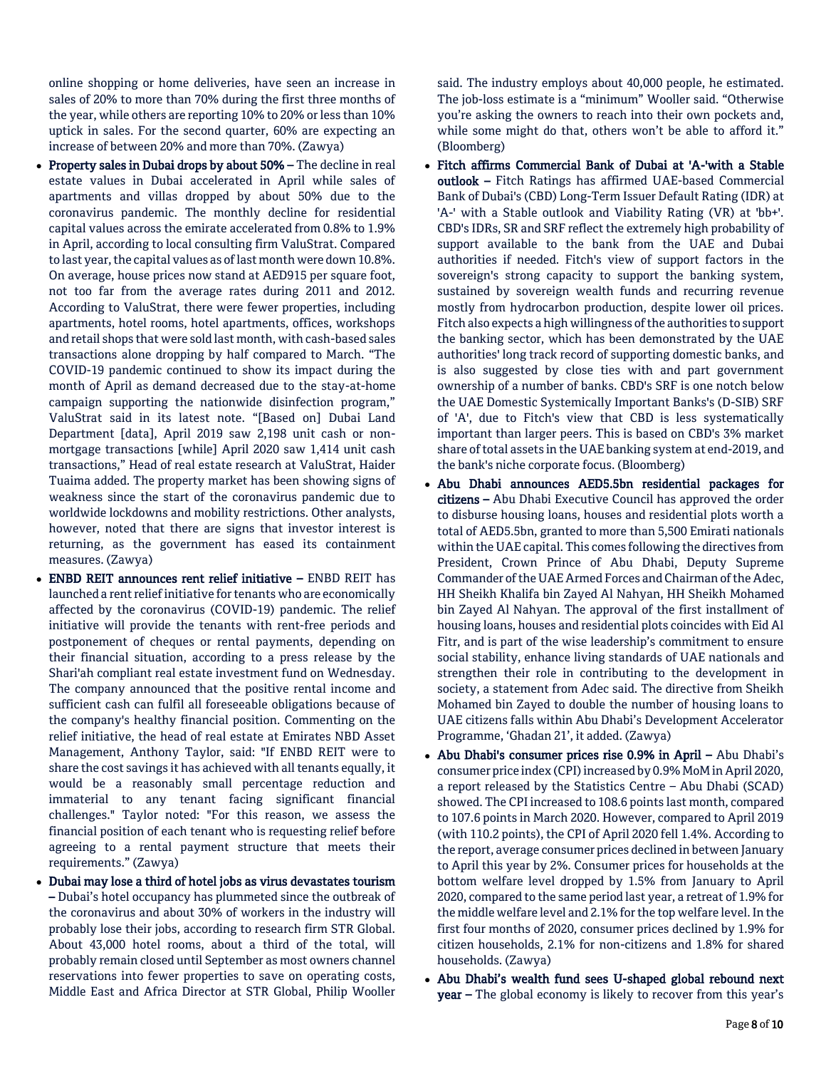online shopping or home deliveries, have seen an increase in sales of 20% to more than 70% during the first three months of the year, while others are reporting 10% to 20% or less than 10% uptick in sales. For the second quarter, 60% are expecting an increase of between 20% and more than 70%. (Zawya)

- **Property sales in Dubai drops by about 50% –** The decline in real estate values in Dubai accelerated in April while sales of apartments and villas dropped by about 50% due to the coronavirus pandemic. The monthly decline for residential capital values across the emirate accelerated from 0.8% to 1.9% in April, according to local consulting firm ValuStrat. Compared to last year, the capital values as of last month were down 10.8%. On average, house prices now stand at AED915 per square foot, not too far from the average rates during 2011 and 2012. According to ValuStrat, there were fewer properties, including apartments, hotel rooms, hotel apartments, offices, workshops and retail shops that were sold last month, with cash-based sales transactions alone dropping by half compared to March. "The COVID-19 pandemic continued to show its impact during the month of April as demand decreased due to the stay-at-home campaign supporting the nationwide disinfection program," ValuStrat said in its latest note. "[Based on] Dubai Land Department [data], April 2019 saw 2,198 unit cash or non-mortgage transactions [while] April 2020 saw 1,414 unit cash transactions," Head of real estate research at ValuStrat, Haider Tuaima added. The property market has been showing signs of weakness since the start of the coronavirus pandemic due to worldwide lockdowns and mobility restrictions. Other analysts, however, noted that there are signs that investor interest is returning, as the government has eased its containment measures. (Zawya)
- **ENBD REIT announces rent relief initiative –** ENBD REIT has launched a rent relief initiative for tenants who are economically affected by the coronavirus (COVID-19) pandemic. The relief initiative will provide the tenants with rent-free periods and postponement of cheques or rental payments, depending on their financial situation, according to a press release by the Shari'ah compliant real estate investment fund on Wednesday. The company announced that the positive rental income and sufficient cash can fulfil all foreseeable obligations because of the company's healthy financial position. Commenting on the relief initiative, the head of real estate at Emirates NBD Asset Management, Anthony Taylor, said: "If ENBD REIT were to share the cost savings it has achieved with all tenants equally, it would be a reasonably small percentage reduction and immaterial to any tenant facing significant financial challenges." Taylor noted: "For this reason, we assess the financial position of each tenant who is requesting relief before agreeing to a rental payment structure that meets their requirements." (Zawya)
- **Dubai may lose a third of hotel jobs as virus devastates tourism –** Dubai's hotel occupancy has plummeted since the outbreak of the coronavirus and about 30% of workers in the industry will probably lose their jobs, according to research firm STR Global. About 43,000 hotel rooms, about a third of the total, will probably remain closed until September as most owners channel reservations into fewer properties to save on operating costs, Middle East and Africa Director at STR Global, Philip Wooller said. The industry employs about 40,000 people, he estimated. The job-loss estimate is a "minimum" Wooller said. "Otherwise you're asking the owners to reach into their own pockets and, while some might do that, others won't be able to afford it." (Bloomberg)
- **Fitch affirms Commercial Bank of Dubai at 'A-'with a Stable outlook –** Fitch Ratings has affirmed UAE-based Commercial Bank of Dubai's (CBD) Long-Term Issuer Default Rating (IDR) at 'A-' with a Stable outlook and Viability Rating (VR) at 'bb+'. CBD's IDRs, SR and SRF reflect the extremely high probability of support available to the bank from the UAE and Dubai authorities if needed. Fitch's view of support factors in the sovereign's strong capacity to support the banking system, sustained by sovereign wealth funds and recurring revenue mostly from hydrocarbon production, despite lower oil prices. Fitch also expects a high willingness of the authorities to support the banking sector, which has been demonstrated by the UAE authorities' long track record of supporting domestic banks, and is also suggested by close ties with and part government ownership of a number of banks. CBD's SRF is one notch below the UAE Domestic Systemically Important Banks's (D-SIB) SRF of 'A', due to Fitch's view that CBD is less systematically important than larger peers. This is based on CBD's 3% market share of total assets in the UAE banking system at end-2019, and the bank's niche corporate focus. (Bloomberg)
- **Abu Dhabi announces AED5.5bn residential packages for citizens –** Abu Dhabi Executive Council has approved the order to disburse housing loans, houses and residential plots worth a total of AED5.5bn, granted to more than 5,500 Emirati nationals within the UAE capital. This comes following the directives from President, Crown Prince of Abu Dhabi, Deputy Supreme Commander of the UAE Armed Forces and Chairman of the Adec, HH Sheikh Khalifa bin Zayed Al Nahyan, HH Sheikh Mohamed bin Zayed Al Nahyan. The approval of the first installment of housing loans, houses and residential plots coincides with Eid Al Fitr, and is part of the wise leadership's commitment to ensure social stability, enhance living standards of UAE nationals and strengthen their role in contributing to the development in society, a statement from Adec said. The directive from Sheikh Mohamed bin Zayed to double the number of housing loans to UAE citizens falls within Abu Dhabi's Development Accelerator Programme, 'Ghadan 21', it added. (Zawya)
- **Abu Dhabi's consumer prices rise 0.9% in April –** Abu Dhabi's consumer price index (CPI) increased by 0.9% MoM in April 2020, a report released by the Statistics Centre – Abu Dhabi (SCAD) showed. The CPI increased to 108.6 points last month, compared to 107.6 points in March 2020. However, compared to April 2019 (with 110.2 points), the CPI of April 2020 fell 1.4%. According to the report, average consumer prices declined in between January to April this year by 2%. Consumer prices for households at the bottom welfare level dropped by 1.5% from January to April 2020, compared to the same period last year, a retreat of 1.9% for the middle welfare level and 2.1% for the top welfare level. In the first four months of 2020, consumer prices declined by 1.9% for citizen households, 2.1% for non-citizens and 1.8% for shared households. (Zawya)
- **Abu Dhabi's wealth fund sees U-shaped global rebound next year –** The global economy is likely to recover from this year's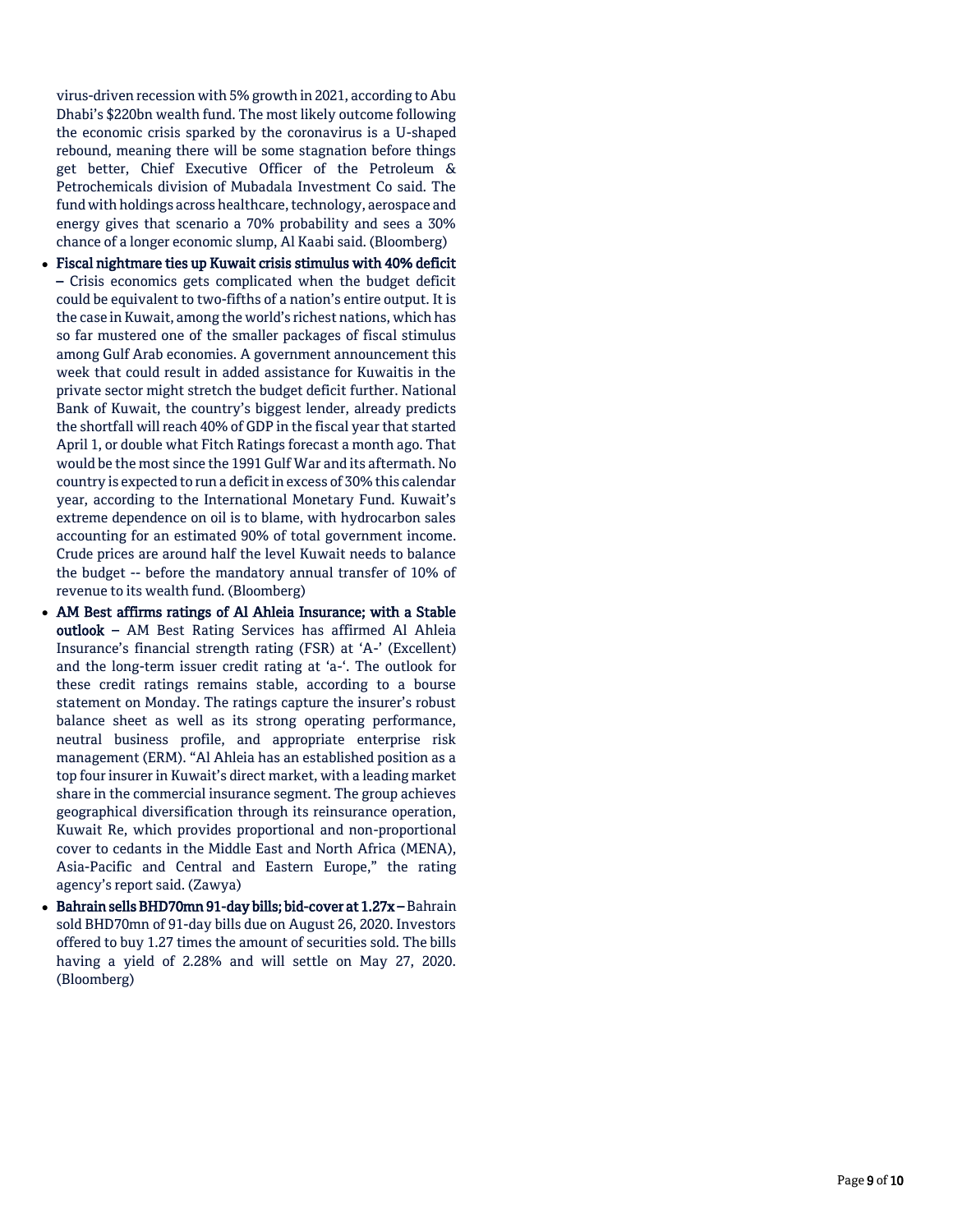virus-driven recession with 5% growth in 2021, according to Abu Dhabi's $220bn wealth fund. The most likely outcome following the economic crisis sparked by the coronavirus is a U-shaped rebound, meaning there will be some stagnation before things get better, Chief Executive Officer of the Petroleum & Petrochemicals division of Mubadala Investment Co said. The fund with holdings across healthcare, technology, aerospace and energy gives that scenario a 70% probability and sees a 30% chance of a longer economic slump, Al Kaabi said. (Bloomberg)

- **Fiscal nightmare ties up Kuwait crisis stimulus with 40% deficit** – Crisis economics gets complicated when the budget deficit could be equivalent to two-fifths of a nation's entire output. It is the case in Kuwait, among the world's richest nations, which has so far mustered one of the smaller packages of fiscal stimulus among Gulf Arab economies. A government announcement this week that could result in added assistance for Kuwaitis in the private sector might stretch the budget deficit further. National Bank of Kuwait, the country's biggest lender, already predicts the shortfall will reach 40% of GDP in the fiscal year that started April 1, or double what Fitch Ratings forecast a month ago. That would be the most since the 1991 Gulf War and its aftermath. No country is expected to run a deficit in excess of 30% this calendar year, according to the International Monetary Fund. Kuwait's extreme dependence on oil is to blame, with hydrocarbon sales accounting for an estimated 90% of total government income. Crude prices are around half the level Kuwait needs to balance the budget -- before the mandatory annual transfer of 10% of revenue to its wealth fund. (Bloomberg)
- **AM Best affirms ratings of Al Ahleia Insurance; with a Stable outlook** – AM Best Rating Services has affirmed Al Ahleia Insurance's financial strength rating (FSR) at 'A-' (Excellent) and the long-term issuer credit rating at 'a-'. The outlook for these credit ratings remains stable, according to a bourse statement on Monday. The ratings capture the insurer's robust balance sheet as well as its strong operating performance, neutral business profile, and appropriate enterprise risk management (ERM). "Al Ahleia has an established position as a top four insurer in Kuwait's direct market, with a leading market share in the commercial insurance segment. The group achieves geographical diversification through its reinsurance operation, Kuwait Re, which provides proportional and non-proportional cover to cedants in the Middle East and North Africa (MENA), Asia-Pacific and Central and Eastern Europe," the rating agency's report said. (Zawya)
- **Bahrain sells BHD70mn 91-day bills; bid-cover at 1.27x** – Bahrain sold BHD70mn of 91-day bills due on August 26, 2020. Investors offered to buy 1.27 times the amount of securities sold. The bills having a yield of 2.28% and will settle on May 27, 2020. (Bloomberg)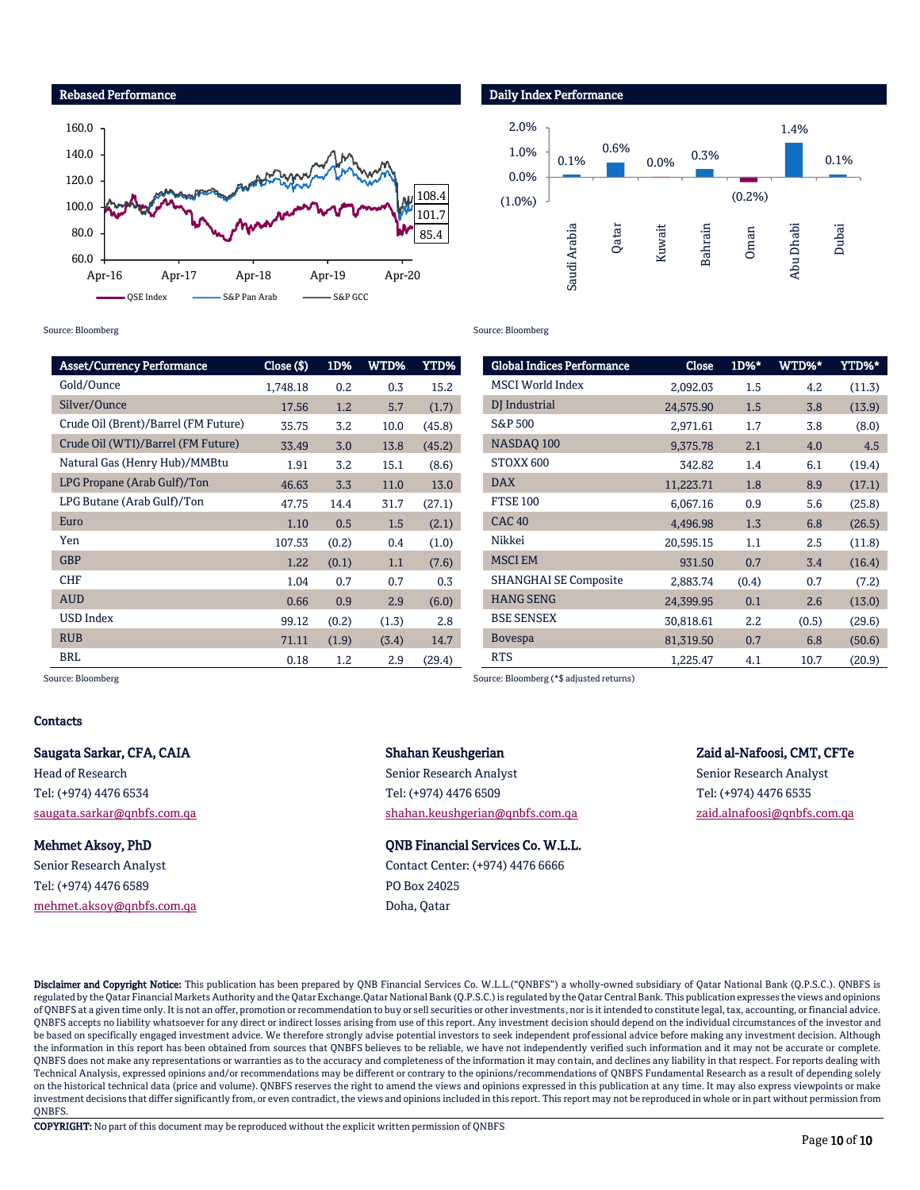## Rebased Performance

160.0
140.0
120.0
100.0
80.0
60.0

Apr-16 Apr-17 Apr-18 Apr-19 Apr-20

108.4
101.7
85.4

QSE Index S&P Pan Arab S&P GCC

Source: Bloomberg

## Daily Index Performance

2.0%
1.0%
0.0%
(1.0%)

0.1% 0.6% 0.0% 0.3% (0.2%) 1.4% 0.1%

Saudi Arabia Qatar Kuwait Bahrain Oman Abu Dhabi Dubai

Source: Bloomberg

| Asset/Currency Performance | Close ($) | 1D% | WTD% | YTD% |
|---|---|---|---|---|
| Gold/Ounce | 1,748.18 | 0.2 | 0.3 | 15.2 |
| Silver/Ounce | 17.56 | 1.2 | 5.7 | (1.7) |
| Crude Oil (Brent)/Barrel (FM Future) | 35.75 | 3.2 | 10.0 | (45.8) |
| Crude Oil (WTI)/Barrel (FM Future) | 33.49 | 3.0 | 13.8 | (45.2) |
| Natural Gas (Henry Hub)/MMBtu | 1.91 | 3.2 | 15.1 | (8.6) |
| LPG Propane (Arab Gulf)/Ton | 46.63 | 3.3 | 11.0 | 13.0 |
| LPG Butane (Arab Gulf)/Ton | 47.75 | 14.4 | 31.7 | (27.1) |
| Euro | 1.10 | 0.5 | 1.5 | (2.1) |
| Yen | 107.53 | (0.2) | 0.4 | (1.0) |
| GBP | 1.22 | (0.1) | 1.1 | (7.6) |
| CHF | 1.04 | 0.7 | 0.7 | 0.3 |
| AUD | 0.66 | 0.9 | 2.9 | (6.0) |
| USD Index | 99.12 | (0.2) | (1.3) | 2.8 |
| RUB | 71.11 | (1.9) | (3.4) | 14.7 |
| BRL | 0.18 | 1.2 | 2.9 | (29.4) |

Source: Bloomberg

| Global Indices Performance | Close | 1D%* | WTD%* | YTD%* |
|---|---|---|---|---|
| MSCI World Index | 2,092.03 | 1.5 | 4.2 | (11.3) |
| DJ Industrial | 24,575.90 | 1.5 | 3.8 | (13.9) |
| S&P 500 | 2,971.61 | 1.7 | 3.8 | (8.0) |
| NASDAQ 100 | 9,375.78 | 2.1 | 4.0 | 4.5 |
| STOXX 600 | 342.82 | 1.4 | 6.1 | (19.4) |
| DAX | 11,223.71 | 1.8 | 8.9 | (17.1) |
| FTSE 100 | 6,067.16 | 0.9 | 5.6 | (25.8) |
| CAC 40 | 4,496.98 | 1.3 | 6.8 | (26.5) |
| Nikkei | 20,595.15 | 1.1 | 2.5 | (11.8) |
| MSCI EM | 931.50 | 0.7 | 3.4 | (16.4) |
| SHANGHAI SE Composite | 2,883.74 | (0.4) | 0.7 | (7.2) |
| HANG SENG | 24,399.95 | 0.1 | 2.6 | (13.0) |
| BSE SENSEX | 30,818.61 | 2.2 | (0.5) | (29.6) |
| Bovespa | 81,319.50 | 0.7 | 6.8 | (50.6) |
| RTS | 1,225.47 | 4.1 | 10.7 | (20.9) |

Source: Bloomberg (*$ adjusted returns)

## Contacts

**Saugata Sarkar, CFA, CAIA**
Head of Research
Tel: (+974) 4476 6534
saugata.sarkar@qnbfs.com.qa

**Shahan Keushgerian**
Senior Research Analyst
Tel: (+974) 4476 6509
shahan.keushgerian@qnbfs.com.qa

**Zaid al-Nafoosi, CMT, CFTe**
Senior Research Analyst
Tel: (+974) 4476 6535
zaid.alnafoosi@qnbfs.com.qa

**Mehmet Aksoy, PhD**
Senior Research Analyst
Tel: (+974) 4476 6589
mehmet.aksoy@qnbfs.com.qa

**QNB Financial Services Co. W.L.L.**
Contact Center: (+974) 4476 6666
PO Box 24025
Doha, Qatar

**Disclaimer and Copyright Notice:** This publication has been prepared by QNB Financial Services Co. W.L.L.("QNBFS") a wholly-owned subsidiary of Qatar National Bank (Q.P.S.C.). QNBFS is regulated by the Qatar Financial Markets Authority and the Qatar Exchange. Qatar National Bank (Q.P.S.C.) is regulated by the Qatar Central Bank. This publication expresses the views and opinions of QNBFS at a given time only. It is not an offer, promotion or recommendation to buy or sell securities or other investments, nor is it intended to constitute legal, tax, accounting, or financial advice. QNBFS accepts no liability whatsoever for any direct or indirect losses arising from use of this report. Any investment decision should depend on the individual circumstances of the investor and be based on specifically engaged investment advice. We therefore strongly advise potential investors to seek independent professional advice before making any investment decision. Although the information in this report has been obtained from sources that QNBFS believes to be reliable, we have not independently verified such information and it may not be accurate or complete. QNBFS does not make any representations or warranties as to the accuracy and completeness of the information it may contain, and declines any liability in that respect. For reports dealing with Technical Analysis, expressed opinions and/or recommendations may be different or contrary to the opinions/recommendations of QNBFS Fundamental Research as a result of depending solely on the historical technical data (price and volume). QNBFS reserves the right to amend the views and opinions expressed in this publication at any time. It may also express viewpoints or make investment decisions that differ significantly from, or even contradict, the views and opinions included in this report. This report may not be reproduced in whole or in part without permission from QNBFS.

**COPYRIGHT:** No part of this document may be reproduced without the explicit written permission of QNBFS